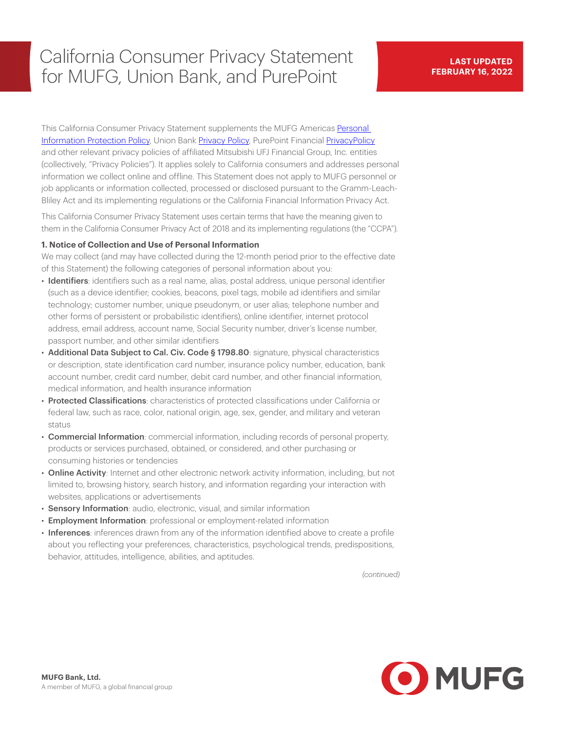# California Consumer Privacy Statement for MUFG, Union Bank, and PurePoint

**LAST UPDATED FEBRUARY 16, 2022**

This California Consumer Privacy Statement supplements the MUFG Americas Personal Information Protection Policy, Union Bank Privacy Policy, PurePoint Financial PrivacyPolicy and other relevant privacy policies of affiliated Mitsubishi UFJ Financial Group, Inc. entities (collectively, "Privacy Policies"). It applies solely to California consumers and addresses personal information we collect online and offline. This Statement does not apply to MUFG personnel or job applicants or information collected, processed or disclosed pursuant to the Gramm-Leach-Bliley Act and its implementing regulations or the California Financial Information Privacy Act.

This California Consumer Privacy Statement uses certain terms that have the meaning given to them in the California Consumer Privacy Act of 2018 and its implementing regulations (the "CCPA").

**1. Notice of Collection and Use of Personal Information**

We may collect (and may have collected during the 12-month period prior to the effective date of this Statement) the following categories of personal information about you:

- **Identifiers**: identifiers such as a real name, alias, postal address, unique personal identifier (such as a device identifier; cookies, beacons, pixel tags, mobile ad identifiers and similar technology; customer number, unique pseudonym, or user alias; telephone number and other forms of persistent or probabilistic identifiers), online identifier, internet protocol address, email address, account name, Social Security number, driver's license number, passport number, and other similar identifiers
- **Additional Data Subject to Cal. Civ. Code § 1798.80**: signature, physical characteristics or description, state identification card number, insurance policy number, education, bank account number, credit card number, debit card number, and other financial information, medical information, and health insurance information
- **Protected Classifications**: characteristics of protected classifications under California or federal law, such as race, color, national origin, age, sex, gender, and military and veteran status
- **Commercial Information**: commercial information, including records of personal property, products or services purchased, obtained, or considered, and other purchasing or consuming histories or tendencies
- **Online Activity**: Internet and other electronic network activity information, including, but not limited to, browsing history, search history, and information regarding your interaction with websites, applications or advertisements
- **Sensory Information**: audio, electronic, visual, and similar information
- **Employment Information**: professional or employment-related information
- **Inferences**: inferences drawn from any of the information identified above to create a profile about you reflecting your preferences, characteristics, psychological trends, predispositions, behavior, attitudes, intelligence, abilities, and aptitudes.

*(continued)*

**MUFG Bank, Ltd.**
A member of MUFG, a global financial group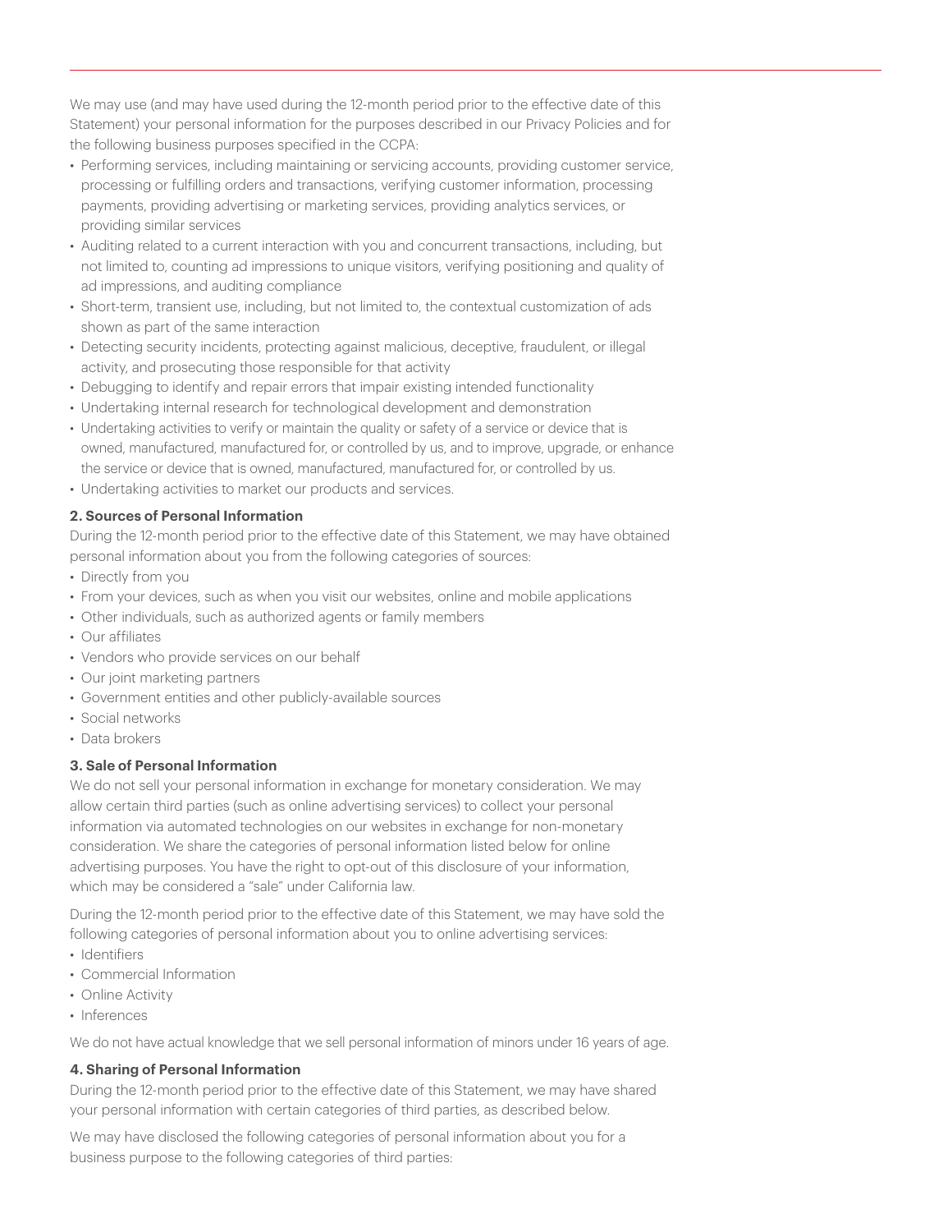We may use (and may have used during the 12-month period prior to the effective date of this Statement) your personal information for the purposes described in our Privacy Policies and for the following business purposes specified in the CCPA:

- Performing services, including maintaining or servicing accounts, providing customer service, processing or fulfilling orders and transactions, verifying customer information, processing payments, providing advertising or marketing services, providing analytics services, or providing similar services
- Auditing related to a current interaction with you and concurrent transactions, including, but not limited to, counting ad impressions to unique visitors, verifying positioning and quality of ad impressions, and auditing compliance
- Short-term, transient use, including, but not limited to, the contextual customization of ads shown as part of the same interaction
- Detecting security incidents, protecting against malicious, deceptive, fraudulent, or illegal activity, and prosecuting those responsible for that activity
- Debugging to identify and repair errors that impair existing intended functionality
- Undertaking internal research for technological development and demonstration
- Undertaking activities to verify or maintain the quality or safety of a service or device that is owned, manufactured, manufactured for, or controlled by us, and to improve, upgrade, or enhance the service or device that is owned, manufactured, manufactured for, or controlled by us.
- Undertaking activities to market our products and services.

**2. Sources of Personal Information**

During the 12-month period prior to the effective date of this Statement, we may have obtained personal information about you from the following categories of sources:

- Directly from you
- From your devices, such as when you visit our websites, online and mobile applications
- Other individuals, such as authorized agents or family members
- Our affiliates
- Vendors who provide services on our behalf
- Our joint marketing partners
- Government entities and other publicly-available sources
- Social networks
- Data brokers

**3. Sale of Personal Information**

We do not sell your personal information in exchange for monetary consideration. We may allow certain third parties (such as online advertising services) to collect your personal information via automated technologies on our websites in exchange for non-monetary consideration. We share the categories of personal information listed below for online advertising purposes. You have the right to opt-out of this disclosure of your information, which may be considered a "sale" under California law.

During the 12-month period prior to the effective date of this Statement, we may have sold the following categories of personal information about you to online advertising services:

- Identifiers
- Commercial Information
- Online Activity
- Inferences

We do not have actual knowledge that we sell personal information of minors under 16 years of age.

**4. Sharing of Personal Information**

During the 12-month period prior to the effective date of this Statement, we may have shared your personal information with certain categories of third parties, as described below.

We may have disclosed the following categories of personal information about you for a business purpose to the following categories of third parties: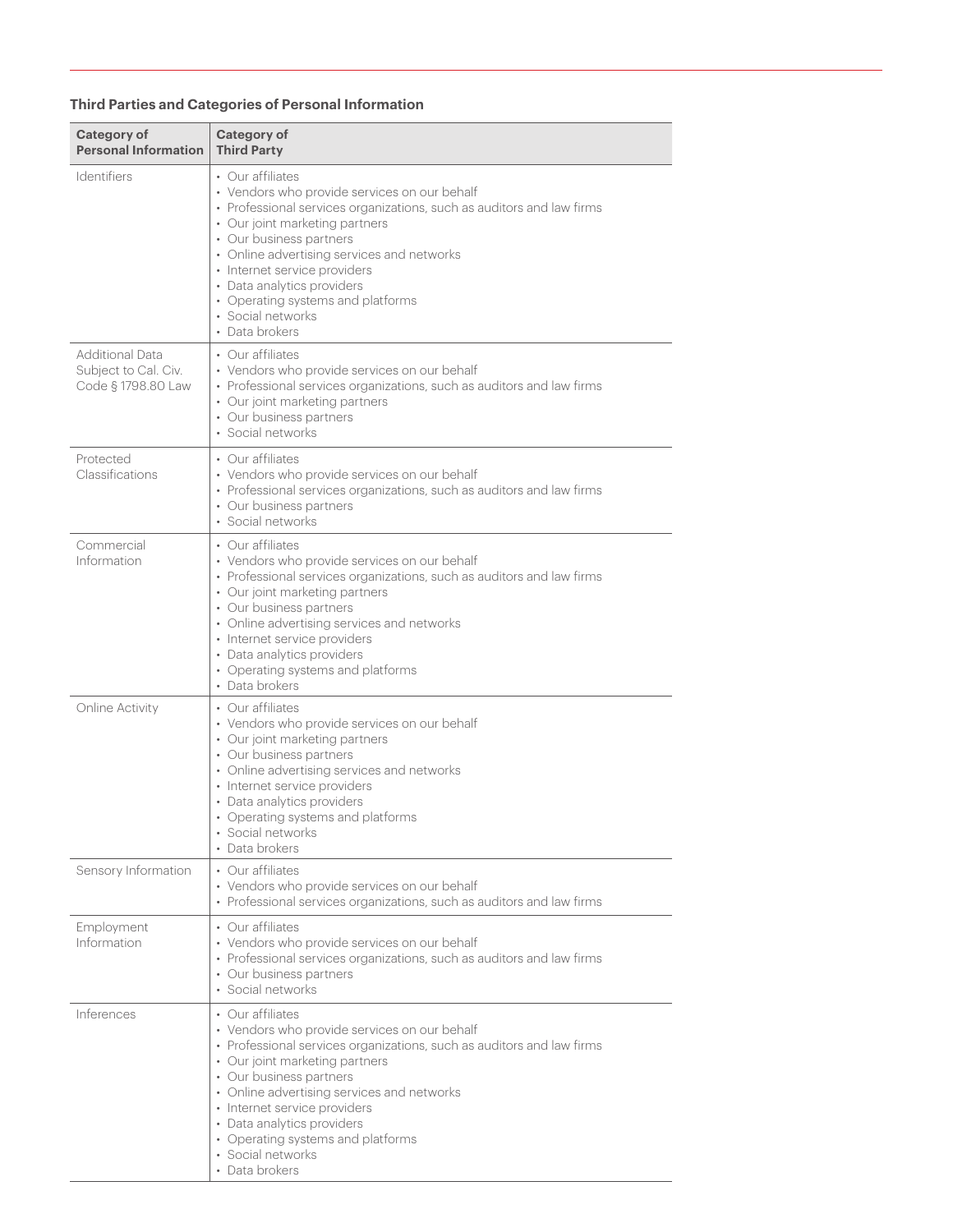### Third Parties and Categories of Personal Information

| Category of Personal Information | Category of Third Party |
|---|---|
| Identifiers | • Our affiliates<br>• Vendors who provide services on our behalf<br>• Professional services organizations, such as auditors and law firms<br>• Our joint marketing partners<br>• Our business partners<br>• Online advertising services and networks<br>• Internet service providers<br>• Data analytics providers<br>• Operating systems and platforms<br>• Social networks<br>• Data brokers |
| Additional Data Subject to Cal. Civ. Code § 1798.80 Law | • Our affiliates<br>• Vendors who provide services on our behalf<br>• Professional services organizations, such as auditors and law firms<br>• Our joint marketing partners<br>• Our business partners<br>• Social networks |
| Protected Classifications | • Our affiliates<br>• Vendors who provide services on our behalf<br>• Professional services organizations, such as auditors and law firms<br>• Our business partners<br>• Social networks |
| Commercial Information | • Our affiliates<br>• Vendors who provide services on our behalf<br>• Professional services organizations, such as auditors and law firms<br>• Our joint marketing partners<br>• Our business partners<br>• Online advertising services and networks<br>• Internet service providers<br>• Data analytics providers<br>• Operating systems and platforms<br>• Data brokers |
| Online Activity | • Our affiliates<br>• Vendors who provide services on our behalf<br>• Our joint marketing partners<br>• Our business partners<br>• Online advertising services and networks<br>• Internet service providers<br>• Data analytics providers<br>• Operating systems and platforms<br>• Social networks<br>• Data brokers |
| Sensory Information | • Our affiliates<br>• Vendors who provide services on our behalf<br>• Professional services organizations, such as auditors and law firms |
| Employment Information | • Our affiliates<br>• Vendors who provide services on our behalf<br>• Professional services organizations, such as auditors and law firms<br>• Our business partners<br>• Social networks |
| Inferences | • Our affiliates<br>• Vendors who provide services on our behalf<br>• Professional services organizations, such as auditors and law firms<br>• Our joint marketing partners<br>• Our business partners<br>• Online advertising services and networks<br>• Internet service providers<br>• Data analytics providers<br>• Operating systems and platforms<br>• Social networks<br>• Data brokers |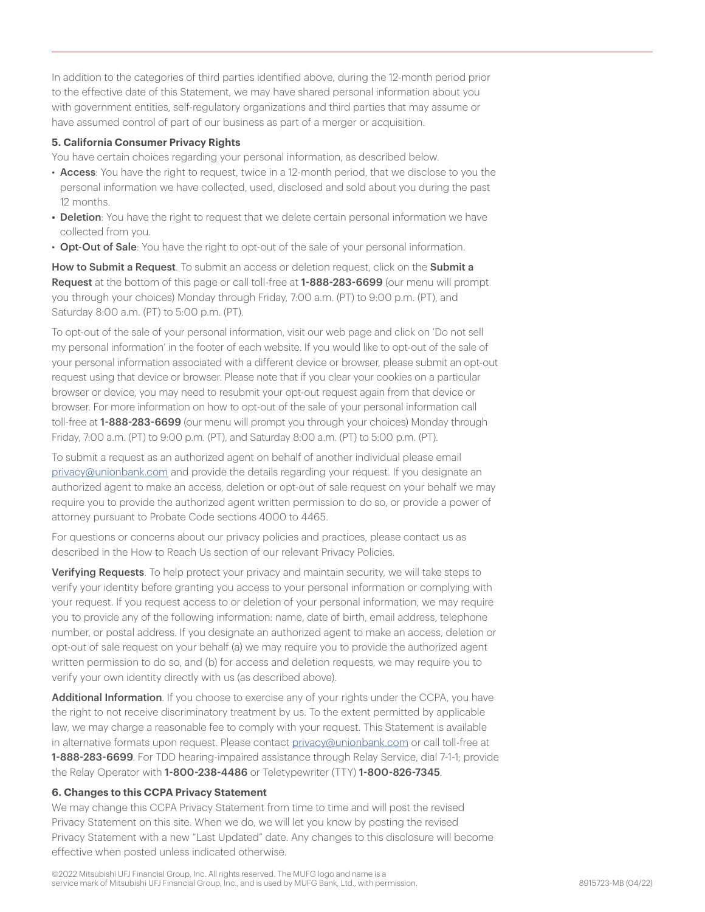In addition to the categories of third parties identified above, during the 12-month period prior to the effective date of this Statement, we may have shared personal information about you with government entities, self-regulatory organizations and third parties that may assume or have assumed control of part of our business as part of a merger or acquisition.

**5. California Consumer Privacy Rights**

You have certain choices regarding your personal information, as described below.

- **Access**: You have the right to request, twice in a 12-month period, that we disclose to you the personal information we have collected, used, disclosed and sold about you during the past 12 months.
- **Deletion**: You have the right to request that we delete certain personal information we have collected from you.
- **Opt-Out of Sale**: You have the right to opt-out of the sale of your personal information.

**How to Submit a Request**. To submit an access or deletion request, click on the **Submit a Request** at the bottom of this page or call toll-free at **1-888-283-6699** (our menu will prompt you through your choices) Monday through Friday, 7:00 a.m. (PT) to 9:00 p.m. (PT), and Saturday 8:00 a.m. (PT) to 5:00 p.m. (PT).

To opt-out of the sale of your personal information, visit our web page and click on 'Do not sell my personal information' in the footer of each website. If you would like to opt-out of the sale of your personal information associated with a different device or browser, please submit an opt-out request using that device or browser. Please note that if you clear your cookies on a particular browser or device, you may need to resubmit your opt-out request again from that device or browser. For more information on how to opt-out of the sale of your personal information call toll-free at **1-888-283-6699** (our menu will prompt you through your choices) Monday through Friday, 7:00 a.m. (PT) to 9:00 p.m. (PT), and Saturday 8:00 a.m. (PT) to 5:00 p.m. (PT).

To submit a request as an authorized agent on behalf of another individual please email [privacy@unionbank.com](mailto:privacy@unionbank.com) and provide the details regarding your request. If you designate an authorized agent to make an access, deletion or opt-out of sale request on your behalf we may require you to provide the authorized agent written permission to do so, or provide a power of attorney pursuant to Probate Code sections 4000 to 4465.

For questions or concerns about our privacy policies and practices, please contact us as described in the How to Reach Us section of our relevant Privacy Policies.

**Verifying Requests**. To help protect your privacy and maintain security, we will take steps to verify your identity before granting you access to your personal information or complying with your request. If you request access to or deletion of your personal information, we may require you to provide any of the following information: name, date of birth, email address, telephone number, or postal address. If you designate an authorized agent to make an access, deletion or opt-out of sale request on your behalf (a) we may require you to provide the authorized agent written permission to do so, and (b) for access and deletion requests, we may require you to verify your own identity directly with us (as described above).

**Additional Information**. If you choose to exercise any of your rights under the CCPA, you have the right to not receive discriminatory treatment by us. To the extent permitted by applicable law, we may charge a reasonable fee to comply with your request. This Statement is available in alternative formats upon request. Please contact [privacy@unionbank.com](mailto:privacy@unionbank.com) or call toll-free at **1-888-283-6699**. For TDD hearing-impaired assistance through Relay Service, dial 7-1-1; provide the Relay Operator with **1-800-238-4486** or Teletypewriter (TTY) **1-800-826-7345**.

**6. Changes to this CCPA Privacy Statement**

We may change this CCPA Privacy Statement from time to time and will post the revised Privacy Statement on this site. When we do, we will let you know by posting the revised Privacy Statement with a new "Last Updated" date. Any changes to this disclosure will become effective when posted unless indicated otherwise.

©2022 Mitsubishi UFJ Financial Group, Inc. All rights reserved. The MUFG logo and name is a service mark of Mitsubishi UFJ Financial Group, Inc., and is used by MUFG Bank, Ltd., with permission.

8915723-MB (04/22)